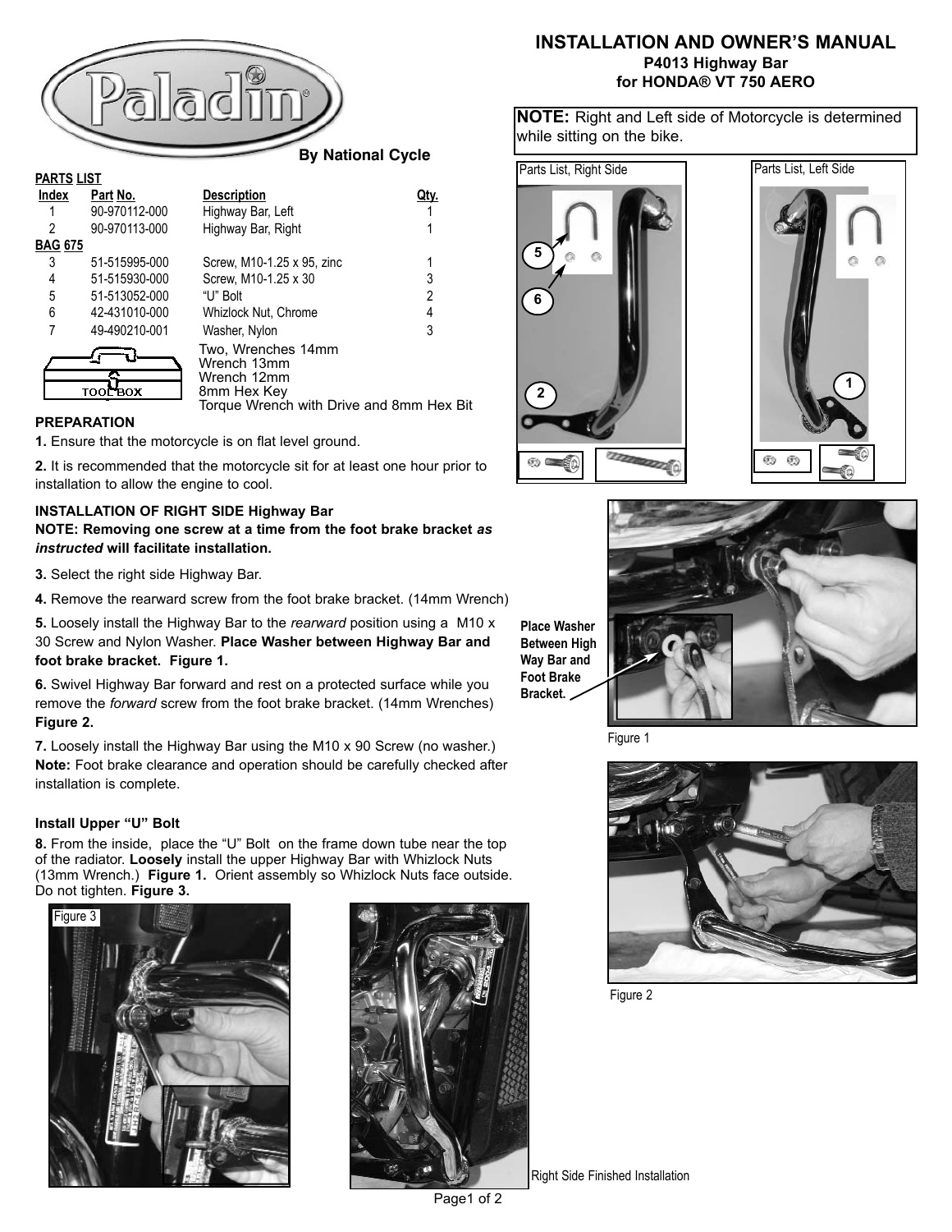# INSTALLATION AND OWNER'S MANUAL

**P4013 Highway Bar for HONDA® VT 750 AERO**

Paladin® By National Cycle

**NOTE:** Right and Left side of Motorcycle is determined while sitting on the bike.

**PARTS LIST**

| Index | Part No. | Description | Qty. |
|---|---|---|---|
| 1 | 90-970112-000 | Highway Bar, Left | 1 |
| 2 | 90-970113-000 | Highway Bar, Right | 1 |
| **BAG 675** | | | |
| 3 | 51-515995-000 | Screw, M10-1.25 x 95, zinc | 1 |
| 4 | 51-515930-000 | Screw, M10-1.25 x 30 | 3 |
| 5 | 51-513052-000 | "U" Bolt | 2 |
| 6 | 42-431010-000 | Whizlock Nut, Chrome | 4 |
| 7 | 49-490210-001 | Washer, Nylon | 3 |

TOOL BOX:
- Two, Wrenches 14mm
- Wrench 13mm
- Wrench 12mm
- 8mm Hex Key
- Torque Wrench with Drive and 8mm Hex Bit

Parts List, Right Side

Parts List, Left Side

### PREPARATION

**1.** Ensure that the motorcycle is on flat level ground.

**2.** It is recommended that the motorcycle sit for at least one hour prior to installation to allow the engine to cool.

### INSTALLATION OF RIGHT SIDE Highway Bar

**NOTE: Removing one screw at a time from the foot brake bracket *as instructed* will facilitate installation.**

**3.** Select the right side Highway Bar.

**4.** Remove the rearward screw from the foot brake bracket. (14mm Wrench)

**5.** Loosely install the Highway Bar to the *rearward* position using a M10 x 30 Screw and Nylon Washer. **Place Washer between Highway Bar and foot brake bracket. Figure 1.**

**6.** Swivel Highway Bar forward and rest on a protected surface while you remove the *forward* screw from the foot brake bracket. (14mm Wrenches) **Figure 2.**

**7.** Loosely install the Highway Bar using the M10 x 90 Screw (no washer.) **Note:** Foot brake clearance and operation should be carefully checked after installation is complete.

### Install Upper "U" Bolt

**8.** From the inside, place the "U" Bolt on the frame down tube near the top of the radiator. **Loosely** install the upper Highway Bar with Whizlock Nuts (13mm Wrench.) **Figure 1.** Orient assembly so Whizlock Nuts face outside. Do not tighten. **Figure 3.**

**Place Washer Between High Way Bar and Foot Brake Bracket.**

Figure 1

Figure 2

Figure 3

Right Side Finished Installation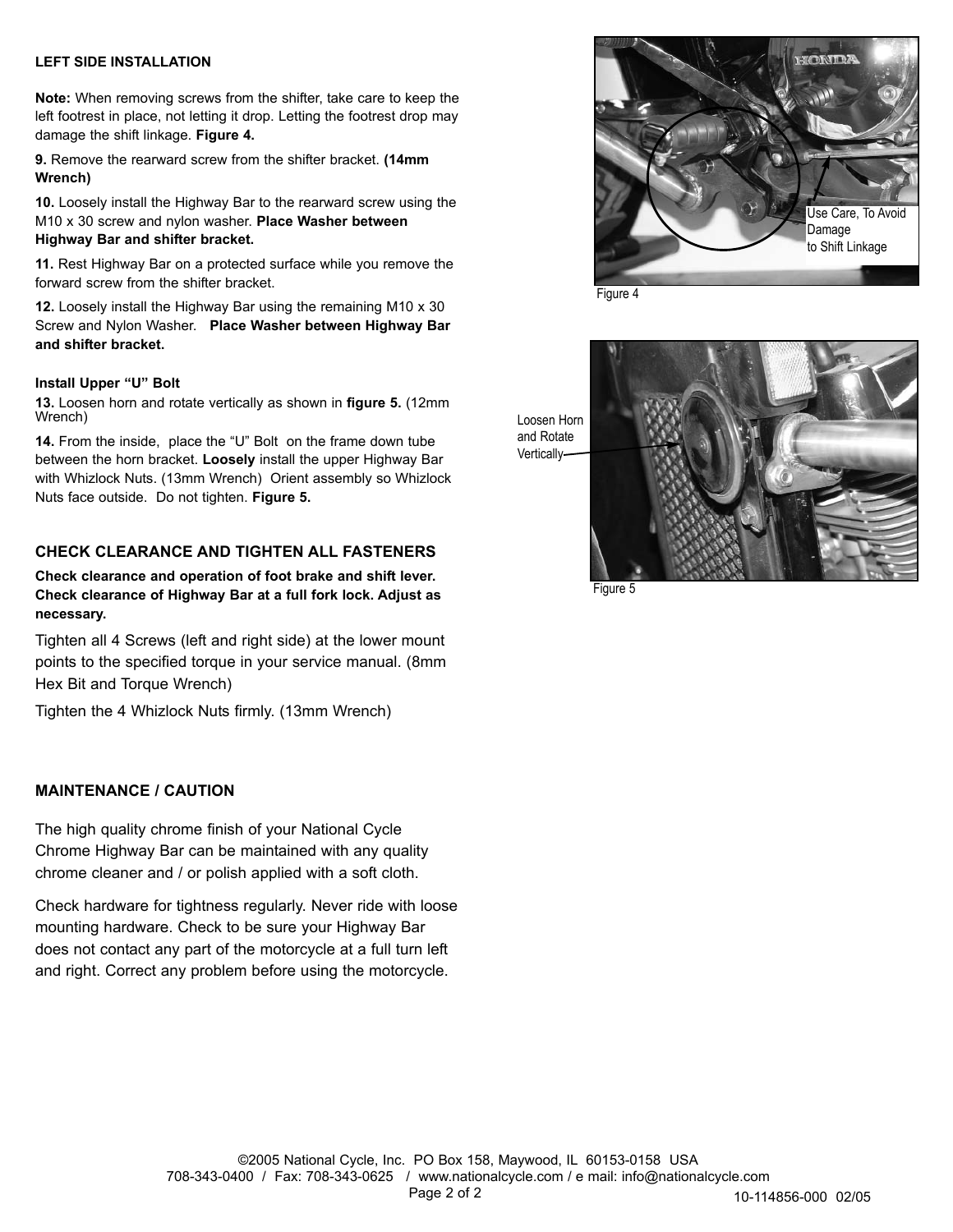**LEFT SIDE INSTALLATION**

**Note:** When removing screws from the shifter, take care to keep the left footrest in place, not letting it drop. Letting the footrest drop may damage the shift linkage. **Figure 4.**

**9.** Remove the rearward screw from the shifter bracket. **(14mm Wrench)**

**10.** Loosely install the Highway Bar to the rearward screw using the M10 x 30 screw and nylon washer. **Place Washer between Highway Bar and shifter bracket.**

**11.** Rest Highway Bar on a protected surface while you remove the forward screw from the shifter bracket.

**12.** Loosely install the Highway Bar using the remaining M10 x 30 Screw and Nylon Washer. **Place Washer between Highway Bar and shifter bracket.**

**Install Upper "U" Bolt**

**13.** Loosen horn and rotate vertically as shown in **figure 5.** (12mm Wrench)

**14.** From the inside, place the "U" Bolt on the frame down tube between the horn bracket. **Loosely** install the upper Highway Bar with Whizlock Nuts. (13mm Wrench) Orient assembly so Whizlock Nuts face outside. Do not tighten. **Figure 5.**

Use Care, To Avoid Damage to Shift Linkage

Figure 4

Loosen Horn and Rotate Vertically

Figure 5

## CHECK CLEARANCE AND TIGHTEN ALL FASTENERS

**Check clearance and operation of foot brake and shift lever. Check clearance of Highway Bar at a full fork lock. Adjust as necessary.**

Tighten all 4 Screws (left and right side) at the lower mount points to the specified torque in your service manual. (8mm Hex Bit and Torque Wrench)

Tighten the 4 Whizlock Nuts firmly. (13mm Wrench)

## MAINTENANCE / CAUTION

The high quality chrome finish of your National Cycle Chrome Highway Bar can be maintained with any quality chrome cleaner and / or polish applied with a soft cloth.

Check hardware for tightness regularly. Never ride with loose mounting hardware. Check to be sure your Highway Bar does not contact any part of the motorcycle at a full turn left and right. Correct any problem before using the motorcycle.

©2005 National Cycle, Inc. PO Box 158, Maywood, IL 60153-0158 USA
708-343-0400 / Fax: 708-343-0625 / www.nationalcycle.com / e mail: info@nationalcycle.com

10-114856-000 02/05